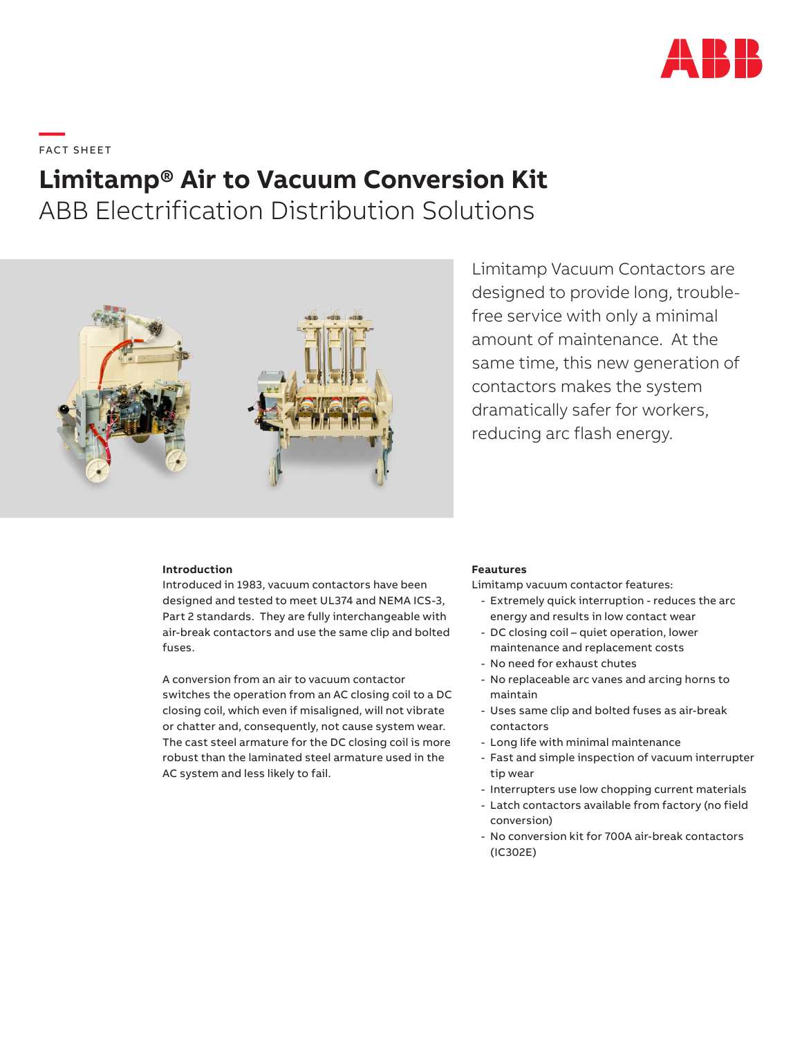FACT SHEET

# Limitamp® Air to Vacuum Conversion Kit

## ABB Electrification Distribution Solutions

Limitamp Vacuum Contactors are designed to provide long, trouble-free service with only a minimal amount of maintenance. At the same time, this new generation of contactors makes the system dramatically safer for workers, reducing arc flash energy.

### Introduction

Introduced in 1983, vacuum contactors have been designed and tested to meet UL374 and NEMA ICS-3, Part 2 standards. They are fully interchangeable with air-break contactors and use the same clip and bolted fuses.

A conversion from an air to vacuum contactor switches the operation from an AC closing coil to a DC closing coil, which even if misaligned, will not vibrate or chatter and, consequently, not cause system wear. The cast steel armature for the DC closing coil is more robust than the laminated steel armature used in the AC system and less likely to fail.

### Feautures

Limitamp vacuum contactor features:

- Extremely quick interruption - reduces the arc energy and results in low contact wear
- DC closing coil – quiet operation, lower maintenance and replacement costs
- No need for exhaust chutes
- No replaceable arc vanes and arcing horns to maintain
- Uses same clip and bolted fuses as air-break contactors
- Long life with minimal maintenance
- Fast and simple inspection of vacuum interrupter tip wear
- Interrupters use low chopping current materials
- Latch contactors available from factory (no field conversion)
- No conversion kit for 700A air-break contactors (IC302E)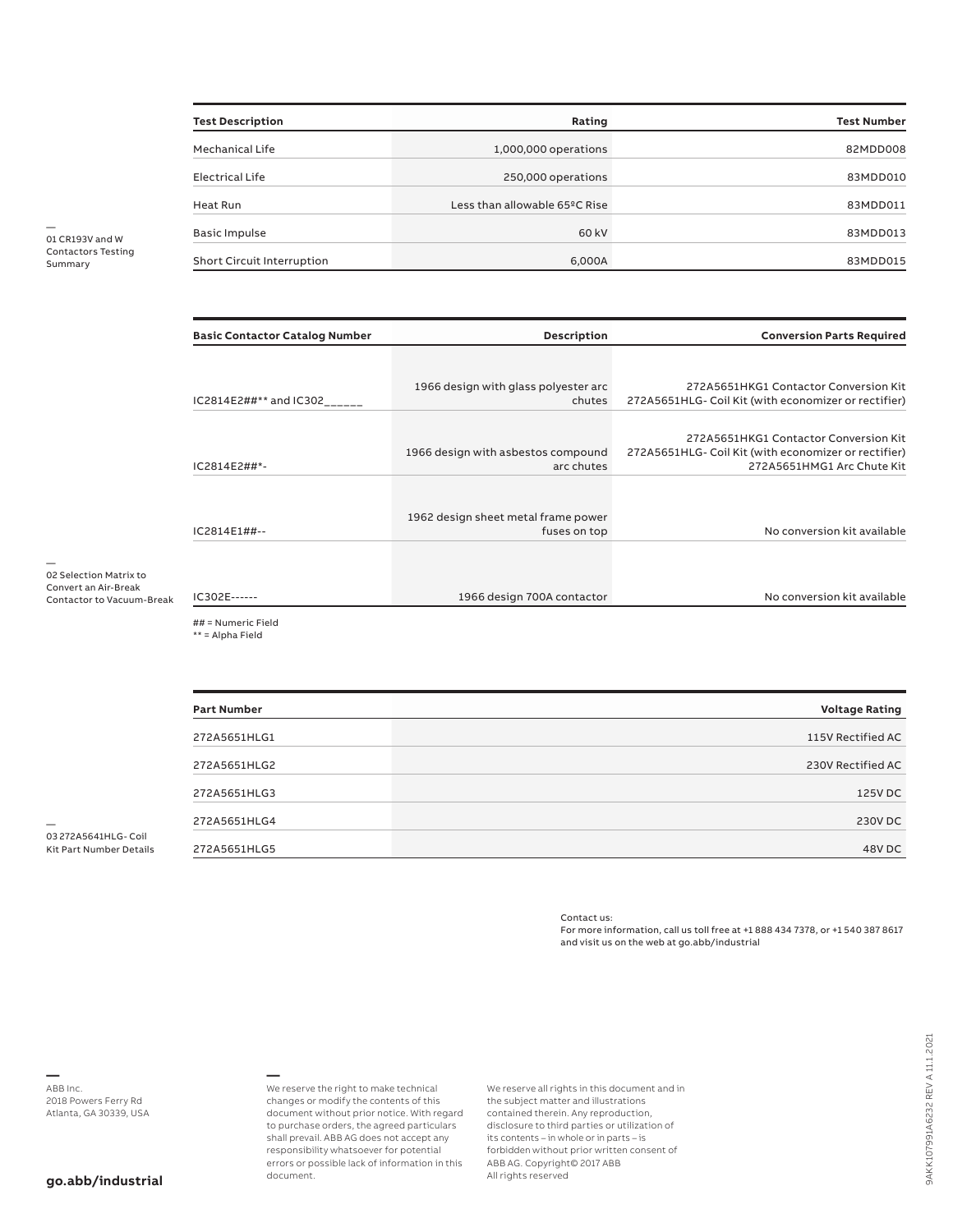| Test Description | Rating | Test Number |
| --- | --- | --- |
| Mechanical Life | 1,000,000 operations | 82MDD008 |
| Electrical Life | 250,000 operations | 83MDD010 |
| Heat Run | Less than allowable 65ºC Rise | 83MDD011 |
| Basic Impulse | 60 kV | 83MDD013 |
| Short Circuit Interruption | 6,000A | 83MDD015 |

01 CR193V and W Contactors Testing Summary

| Basic Contactor Catalog Number | Description | Conversion Parts Required |
| --- | --- | --- |
| IC2814E2##** and IC302______ | 1966 design with glass polyester arc chutes | 272A5651HKG1 Contactor Conversion Kit 272A5651HLG- Coil Kit (with economizer or rectifier) |
| IC2814E2##*- | 1966 design with asbestos compound arc chutes | 272A5651HKG1 Contactor Conversion Kit 272A5651HLG- Coil Kit (with economizer or rectifier) 272A5651HMG1 Arc Chute Kit |
| IC2814E1##-- | 1962 design sheet metal frame power fuses on top | No conversion kit available |
| IC302E------ | 1966 design 700A contactor | No conversion kit available |

## = Numeric Field
** = Alpha Field

02 Selection Matrix to Convert an Air-Break Contactor to Vacuum-Break

| Part Number | Voltage Rating |
| --- | --- |
| 272A5651HLG1 | 115V Rectified AC |
| 272A5651HLG2 | 230V Rectified AC |
| 272A5651HLG3 | 125V DC |
| 272A5651HLG4 | 230V DC |
| 272A5651HLG5 | 48V DC |

03 272A5641HLG- Coil Kit Part Number Details

Contact us:
For more information, call us toll free at +1 888 434 7378, or +1 540 387 8617 and visit us on the web at go.abb/industrial

ABB Inc.
2018 Powers Ferry Rd
Atlanta, GA 30339, USA

**go.abb/industrial**

We reserve the right to make technical changes or modify the contents of this document without prior notice. With regard to purchase orders, the agreed particulars shall prevail. ABB AG does not accept any responsibility whatsoever for potential errors or possible lack of information in this document.

We reserve all rights in this document and in the subject matter and illustrations contained therein. Any reproduction, disclosure to third parties or utilization of its contents – in whole or in parts – is forbidden without prior written consent of ABB AG. Copyright© 2017 ABB
All rights reserved

9AKK107991A6232 REV A 11.1.2021